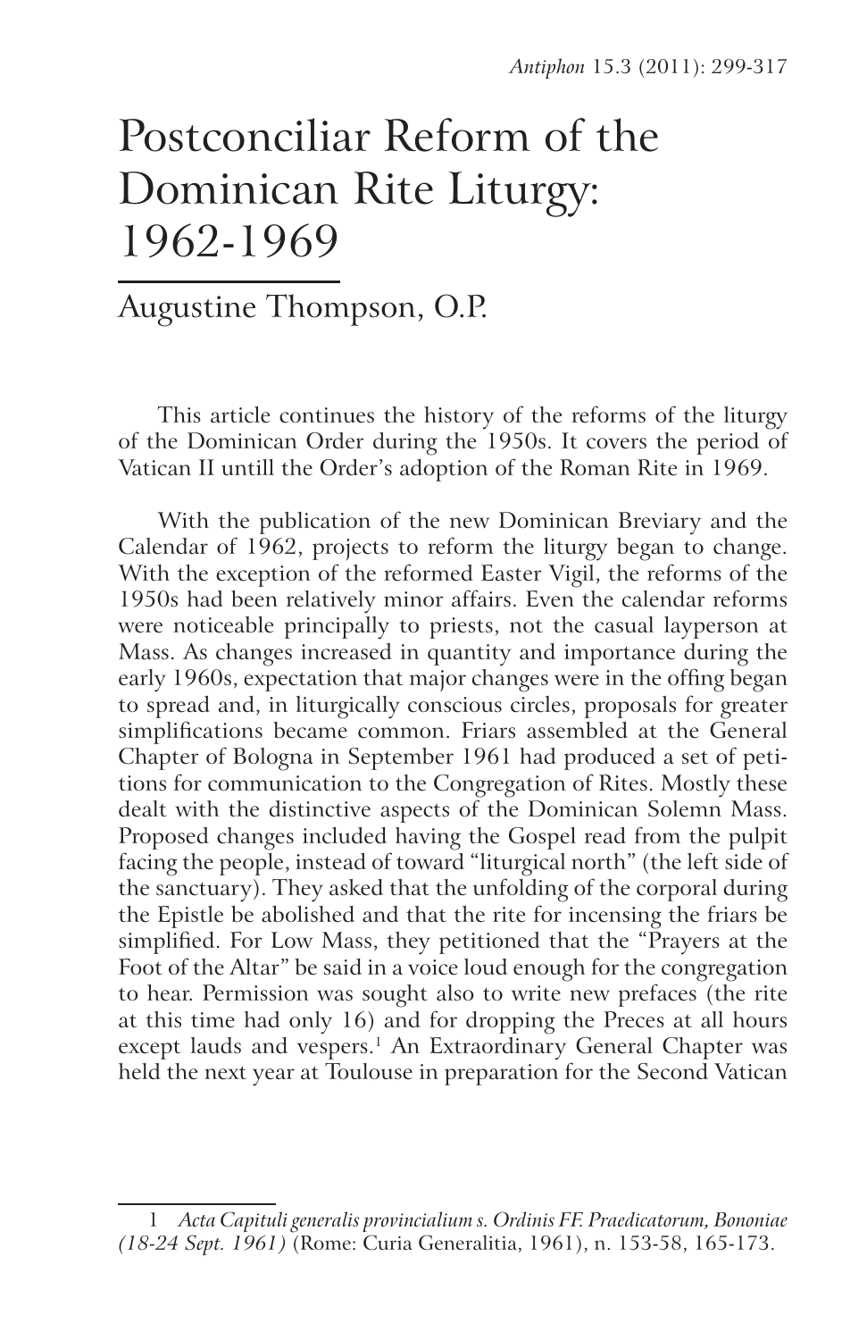# Postconciliar Reform of the Dominican Rite Liturgy: 1962-1969

## Augustine Thompson, O.P.

This article continues the history of the reforms of the liturgy of the Dominican Order during the 1950s. It covers the period of Vatican II untill the Order's adoption of the Roman Rite in 1969.

With the publication of the new Dominican Breviary and the Calendar of 1962, projects to reform the liturgy began to change. With the exception of the reformed Easter Vigil, the reforms of the 1950s had been relatively minor affairs. Even the calendar reforms were noticeable principally to priests, not the casual layperson at Mass. As changes increased in quantity and importance during the early 1960s, expectation that major changes were in the offing began to spread and, in liturgically conscious circles, proposals for greater simplifications became common. Friars assembled at the General Chapter of Bologna in September 1961 had produced a set of petitions for communication to the Congregation of Rites. Mostly these dealt with the distinctive aspects of the Dominican Solemn Mass. Proposed changes included having the Gospel read from the pulpit facing the people, instead of toward "liturgical north" (the left side of the sanctuary). They asked that the unfolding of the corporal during the Epistle be abolished and that the rite for incensing the friars be simplified. For Low Mass, they petitioned that the "Prayers at the Foot of the Altar" be said in a voice loud enough for the congregation to hear. Permission was sought also to write new prefaces (the rite at this time had only 16) and for dropping the Preces at all hours except lauds and vespers.[1] An Extraordinary General Chapter was held the next year at Toulouse in preparation for the Second Vatican

---

1 *Acta Capituli generalis provincialium s. Ordinis FF. Praedicatorum, Bononiae (18-24 Sept. 1961)* (Rome: Curia Generalitia, 1961), n. 153-58, 165-173.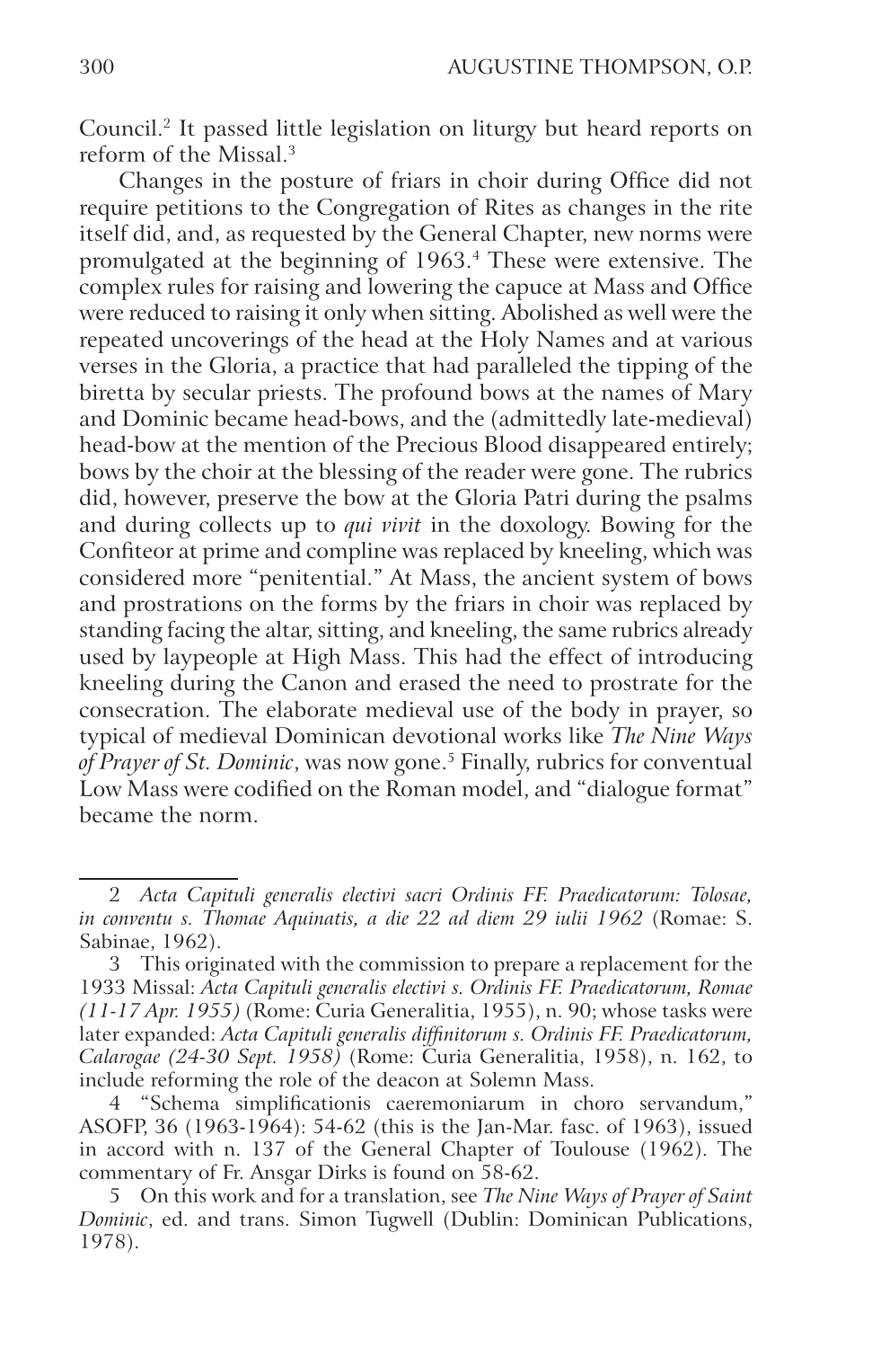Council.[2] It passed little legislation on liturgy but heard reports on reform of the Missal.[3]

Changes in the posture of friars in choir during Office did not require petitions to the Congregation of Rites as changes in the rite itself did, and, as requested by the General Chapter, new norms were promulgated at the beginning of 1963.[4] These were extensive. The complex rules for raising and lowering the capuce at Mass and Office were reduced to raising it only when sitting. Abolished as well were the repeated uncoverings of the head at the Holy Names and at various verses in the Gloria, a practice that had paralleled the tipping of the biretta by secular priests. The profound bows at the names of Mary and Dominic became head-bows, and the (admittedly late-medieval) head-bow at the mention of the Precious Blood disappeared entirely; bows by the choir at the blessing of the reader were gone. The rubrics did, however, preserve the bow at the Gloria Patri during the psalms and during collects up to *qui vivit* in the doxology. Bowing for the Confiteor at prime and compline was replaced by kneeling, which was considered more "penitential." At Mass, the ancient system of bows and prostrations on the forms by the friars in choir was replaced by standing facing the altar, sitting, and kneeling, the same rubrics already used by laypeople at High Mass. This had the effect of introducing kneeling during the Canon and erased the need to prostrate for the consecration. The elaborate medieval use of the body in prayer, so typical of medieval Dominican devotional works like *The Nine Ways of Prayer of St. Dominic*, was now gone.[5] Finally, rubrics for conventual Low Mass were codified on the Roman model, and "dialogue format" became the norm.

---

2 *Acta Capituli generalis electivi sacri Ordinis FF. Praedicatorum: Tolosae, in conventu s. Thomae Aquinatis, a die 22 ad diem 29 iulii 1962* (Romae: S. Sabinae, 1962).

3 This originated with the commission to prepare a replacement for the 1933 Missal: *Acta Capituli generalis electivi s. Ordinis FF. Praedicatorum, Romae (11-17 Apr. 1955)* (Rome: Curia Generalitia, 1955), n. 90; whose tasks were later expanded: *Acta Capituli generalis diffinitorum s. Ordinis FF. Praedicatorum, Calarogae (24-30 Sept. 1958)* (Rome: Curia Generalitia, 1958), n. 162, to include reforming the role of the deacon at Solemn Mass.

4 "Schema simplificationis caeremoniarum in choro servandum," ASOFP, 36 (1963-1964): 54-62 (this is the Jan-Mar. fasc. of 1963), issued in accord with n. 137 of the General Chapter of Toulouse (1962). The commentary of Fr. Ansgar Dirks is found on 58-62.

5 On this work and for a translation, see *The Nine Ways of Prayer of Saint Dominic*, ed. and trans. Simon Tugwell (Dublin: Dominican Publications, 1978).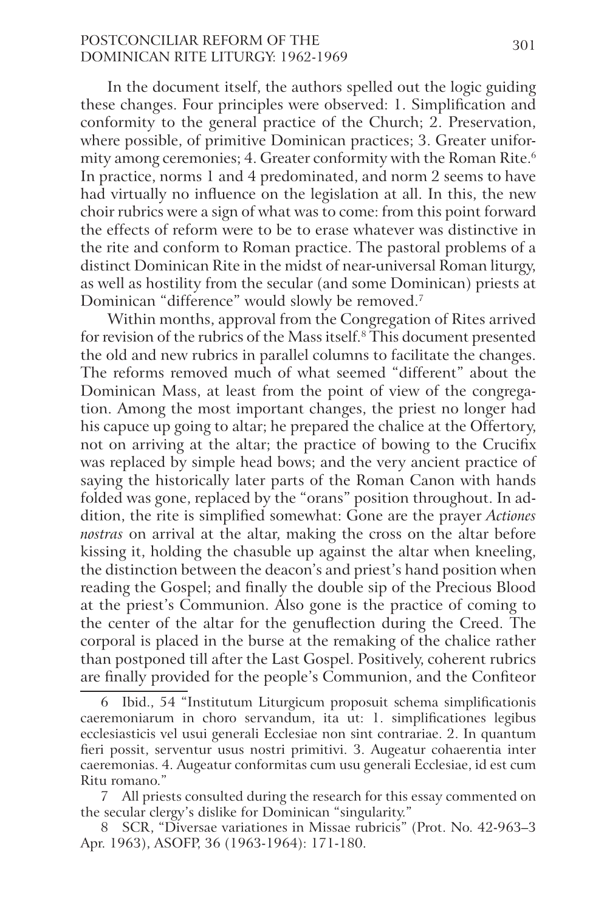In the document itself, the authors spelled out the logic guiding these changes. Four principles were observed: 1. Simplification and conformity to the general practice of the Church; 2. Preservation, where possible, of primitive Dominican practices; 3. Greater uniformity among ceremonies; 4. Greater conformity with the Roman Rite.[6] In practice, norms 1 and 4 predominated, and norm 2 seems to have had virtually no influence on the legislation at all. In this, the new choir rubrics were a sign of what was to come: from this point forward the effects of reform were to be to erase whatever was distinctive in the rite and conform to Roman practice. The pastoral problems of a distinct Dominican Rite in the midst of near-universal Roman liturgy, as well as hostility from the secular (and some Dominican) priests at Dominican "difference" would slowly be removed.[7]

Within months, approval from the Congregation of Rites arrived for revision of the rubrics of the Mass itself.[8] This document presented the old and new rubrics in parallel columns to facilitate the changes. The reforms removed much of what seemed "different" about the Dominican Mass, at least from the point of view of the congregation. Among the most important changes, the priest no longer had his capuce up going to altar; he prepared the chalice at the Offertory, not on arriving at the altar; the practice of bowing to the Crucifix was replaced by simple head bows; and the very ancient practice of saying the historically later parts of the Roman Canon with hands folded was gone, replaced by the "orans" position throughout. In addition, the rite is simplified somewhat: Gone are the prayer *Actiones nostras* on arrival at the altar, making the cross on the altar before kissing it, holding the chasuble up against the altar when kneeling, the distinction between the deacon's and priest's hand position when reading the Gospel; and finally the double sip of the Precious Blood at the priest's Communion. Also gone is the practice of coming to the center of the altar for the genuflection during the Creed. The corporal is placed in the burse at the remaking of the chalice rather than postponed till after the Last Gospel. Positively, coherent rubrics are finally provided for the people's Communion, and the Confiteor

---

6 Ibid., 54 "Institutum Liturgicum proposuit schema simplificationis caeremoniarum in choro servandum, ita ut: 1. simplificationes legibus ecclesiasticis vel usui generali Ecclesiae non sint contrariae. 2. In quantum fieri possit, serventur usus nostri primitivi. 3. Augeatur cohaerentia inter caeremonias. 4. Augeatur conformitas cum usu generali Ecclesiae, id est cum Ritu romano."

7 All priests consulted during the research for this essay commented on the secular clergy's dislike for Dominican "singularity."

8 SCR, "Diversae variationes in Missae rubricis" (Prot. No. 42-963–3 Apr. 1963), ASOFP, 36 (1963-1964): 171-180.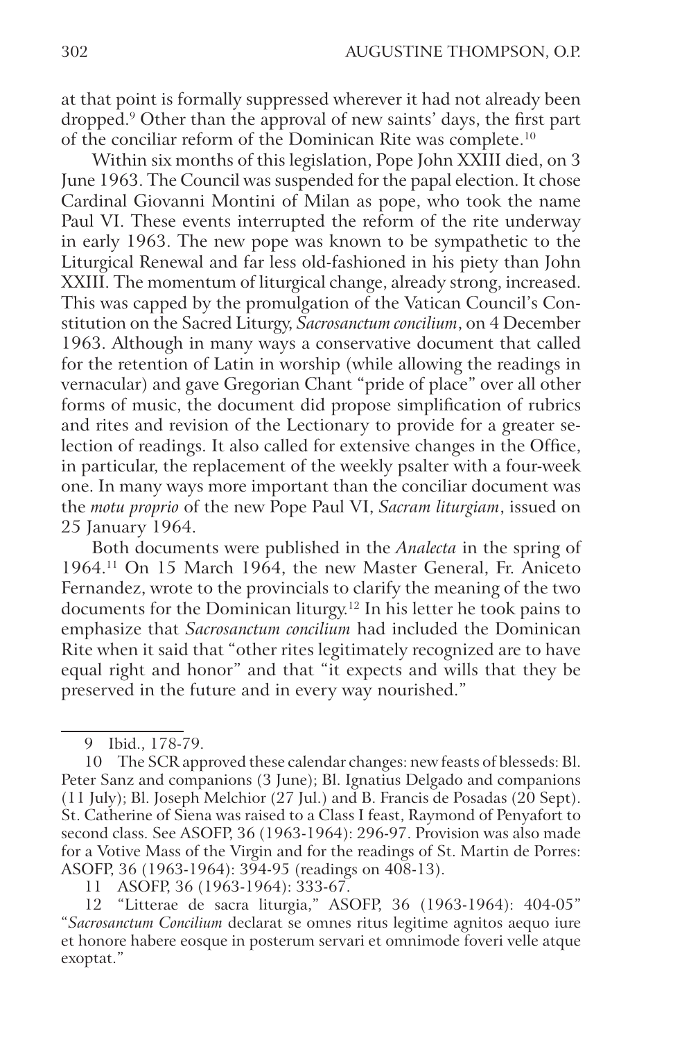at that point is formally suppressed wherever it had not already been dropped.[9] Other than the approval of new saints' days, the first part of the conciliar reform of the Dominican Rite was complete.[10]

Within six months of this legislation, Pope John XXIII died, on 3 June 1963. The Council was suspended for the papal election. It chose Cardinal Giovanni Montini of Milan as pope, who took the name Paul VI. These events interrupted the reform of the rite underway in early 1963. The new pope was known to be sympathetic to the Liturgical Renewal and far less old-fashioned in his piety than John XXIII. The momentum of liturgical change, already strong, increased. This was capped by the promulgation of the Vatican Council's Constitution on the Sacred Liturgy, *Sacrosanctum concilium*, on 4 December 1963. Although in many ways a conservative document that called for the retention of Latin in worship (while allowing the readings in vernacular) and gave Gregorian Chant "pride of place" over all other forms of music, the document did propose simplification of rubrics and rites and revision of the Lectionary to provide for a greater selection of readings. It also called for extensive changes in the Office, in particular, the replacement of the weekly psalter with a four-week one. In many ways more important than the conciliar document was the *motu proprio* of the new Pope Paul VI, *Sacram liturgiam*, issued on 25 January 1964.

Both documents were published in the *Analecta* in the spring of 1964.[11] On 15 March 1964, the new Master General, Fr. Aniceto Fernandez, wrote to the provincials to clarify the meaning of the two documents for the Dominican liturgy.[12] In his letter he took pains to emphasize that *Sacrosanctum concilium* had included the Dominican Rite when it said that "other rites legitimately recognized are to have equal right and honor" and that "it expects and wills that they be preserved in the future and in every way nourished."

---

9 Ibid., 178-79.

10 The SCR approved these calendar changes: new feasts of blesseds: Bl. Peter Sanz and companions (3 June); Bl. Ignatius Delgado and companions (11 July); Bl. Joseph Melchior (27 Jul.) and B. Francis de Posadas (20 Sept). St. Catherine of Siena was raised to a Class I feast, Raymond of Penyafort to second class. See ASOFP, 36 (1963-1964): 296-97. Provision was also made for a Votive Mass of the Virgin and for the readings of St. Martin de Porres: ASOFP, 36 (1963-1964): 394-95 (readings on 408-13).

11 ASOFP, 36 (1963-1964): 333-67.

12 "Litterae de sacra liturgia," ASOFP, 36 (1963-1964): 404-05" "*Sacrosanctum Concilium* declarat se omnes ritus legitime agnitos aequo iure et honore habere eosque in posterum servari et omnimode foveri velle atque exoptat."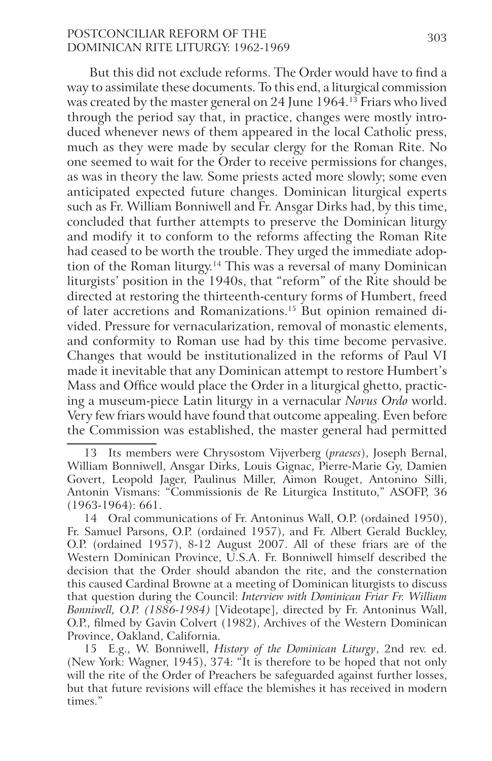But this did not exclude reforms. The Order would have to find a way to assimilate these documents. To this end, a liturgical commission was created by the master general on 24 June 1964.[13] Friars who lived through the period say that, in practice, changes were mostly introduced whenever news of them appeared in the local Catholic press, much as they were made by secular clergy for the Roman Rite. No one seemed to wait for the Order to receive permissions for changes, as was in theory the law. Some priests acted more slowly; some even anticipated expected future changes. Dominican liturgical experts such as Fr. William Bonniwell and Fr. Ansgar Dirks had, by this time, concluded that further attempts to preserve the Dominican liturgy and modify it to conform to the reforms affecting the Roman Rite had ceased to be worth the trouble. They urged the immediate adoption of the Roman liturgy.[14] This was a reversal of many Dominican liturgists' position in the 1940s, that "reform" of the Rite should be directed at restoring the thirteenth-century forms of Humbert, freed of later accretions and Romanizations.[15] But opinion remained divided. Pressure for vernacularization, removal of monastic elements, and conformity to Roman use had by this time become pervasive. Changes that would be institutionalized in the reforms of Paul VI made it inevitable that any Dominican attempt to restore Humbert's Mass and Office would place the Order in a liturgical ghetto, practicing a museum-piece Latin liturgy in a vernacular *Novus Ordo* world. Very few friars would have found that outcome appealing. Even before the Commission was established, the master general had permitted

---

13 Its members were Chrysostom Vijverberg (*praeses*), Joseph Bernal, William Bonniwell, Ansgar Dirks, Louis Gignac, Pierre-Marie Gy, Damien Govert, Leopold Jager, Paulinus Miller, Aimon Rouget, Antonino Silli, Antonin Vismans: "Commissionis de Re Liturgica Instituto," ASOFP, 36 (1963-1964): 661.

14 Oral communications of Fr. Antoninus Wall, O.P. (ordained 1950), Fr. Samuel Parsons, O.P. (ordained 1957), and Fr. Albert Gerald Buckley, O.P. (ordained 1957), 8-12 August 2007. All of these friars are of the Western Dominican Province, U.S.A. Fr. Bonniwell himself described the decision that the Order should abandon the rite, and the consternation this caused Cardinal Browne at a meeting of Dominican liturgists to discuss that question during the Council: *Interview with Dominican Friar Fr. William Bonniwell, O.P. (1886-1984)* [Videotape], directed by Fr. Antoninus Wall, O.P., filmed by Gavin Colvert (1982), Archives of the Western Dominican Province, Oakland, California.

15 E.g., W. Bonniwell, *History of the Dominican Liturgy*, 2nd rev. ed. (New York: Wagner, 1945), 374: "It is therefore to be hoped that not only will the rite of the Order of Preachers be safeguarded against further losses, but that future revisions will efface the blemishes it has received in modern times."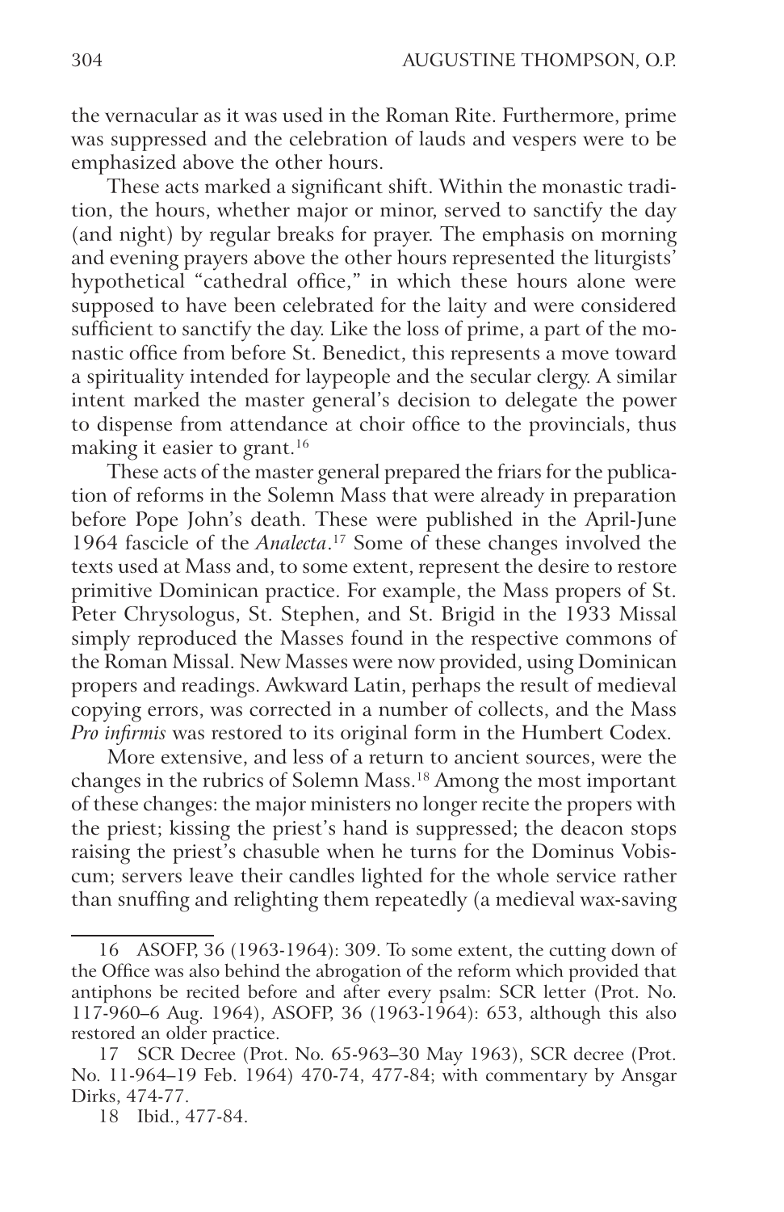the vernacular as it was used in the Roman Rite. Furthermore, prime was suppressed and the celebration of lauds and vespers were to be emphasized above the other hours.

These acts marked a significant shift. Within the monastic tradition, the hours, whether major or minor, served to sanctify the day (and night) by regular breaks for prayer. The emphasis on morning and evening prayers above the other hours represented the liturgists' hypothetical "cathedral office," in which these hours alone were supposed to have been celebrated for the laity and were considered sufficient to sanctify the day. Like the loss of prime, a part of the monastic office from before St. Benedict, this represents a move toward a spirituality intended for laypeople and the secular clergy. A similar intent marked the master general's decision to delegate the power to dispense from attendance at choir office to the provincials, thus making it easier to grant.[16]

These acts of the master general prepared the friars for the publication of reforms in the Solemn Mass that were already in preparation before Pope John's death. These were published in the April-June 1964 fascicle of the *Analecta*.[17] Some of these changes involved the texts used at Mass and, to some extent, represent the desire to restore primitive Dominican practice. For example, the Mass propers of St. Peter Chrysologus, St. Stephen, and St. Brigid in the 1933 Missal simply reproduced the Masses found in the respective commons of the Roman Missal. New Masses were now provided, using Dominican propers and readings. Awkward Latin, perhaps the result of medieval copying errors, was corrected in a number of collects, and the Mass *Pro infirmis* was restored to its original form in the Humbert Codex.

More extensive, and less of a return to ancient sources, were the changes in the rubrics of Solemn Mass.[18] Among the most important of these changes: the major ministers no longer recite the propers with the priest; kissing the priest's hand is suppressed; the deacon stops raising the priest's chasuble when he turns for the Dominus Vobiscum; servers leave their candles lighted for the whole service rather than snuffing and relighting them repeatedly (a medieval wax-saving

---

16 ASOFP, 36 (1963-1964): 309. To some extent, the cutting down of the Office was also behind the abrogation of the reform which provided that antiphons be recited before and after every psalm: SCR letter (Prot. No. 117-960–6 Aug. 1964), ASOFP, 36 (1963-1964): 653, although this also restored an older practice.

17 SCR Decree (Prot. No. 65-963–30 May 1963), SCR decree (Prot. No. 11-964–19 Feb. 1964) 470-74, 477-84; with commentary by Ansgar Dirks, 474-77.

18 Ibid., 477-84.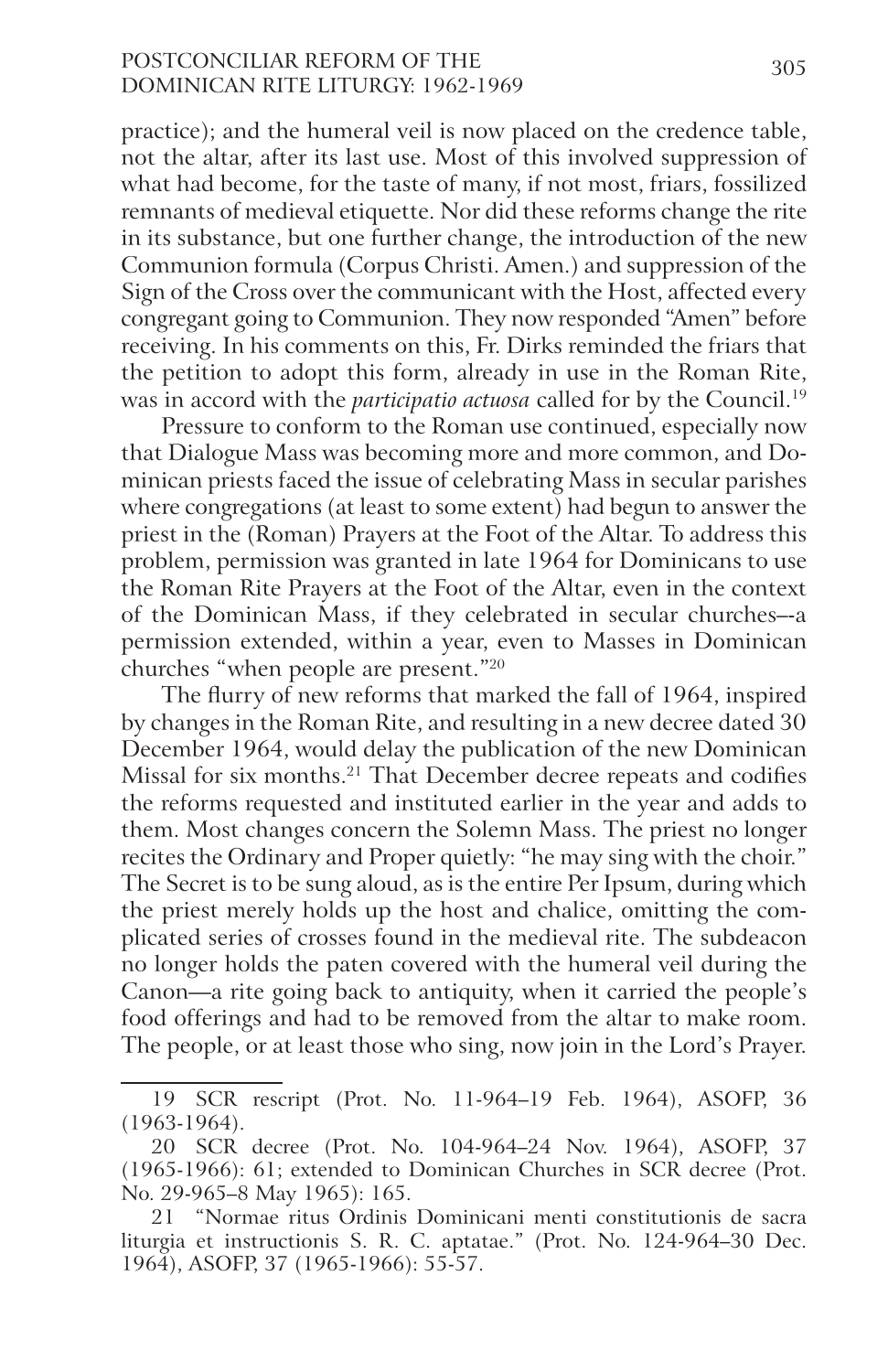practice); and the humeral veil is now placed on the credence table, not the altar, after its last use. Most of this involved suppression of what had become, for the taste of many, if not most, friars, fossilized remnants of medieval etiquette. Nor did these reforms change the rite in its substance, but one further change, the introduction of the new Communion formula (Corpus Christi. Amen.) and suppression of the Sign of the Cross over the communicant with the Host, affected every congregant going to Communion. They now responded "Amen" before receiving. In his comments on this, Fr. Dirks reminded the friars that the petition to adopt this form, already in use in the Roman Rite, was in accord with the *participatio actuosa* called for by the Council.[19]

Pressure to conform to the Roman use continued, especially now that Dialogue Mass was becoming more and more common, and Dominican priests faced the issue of celebrating Mass in secular parishes where congregations (at least to some extent) had begun to answer the priest in the (Roman) Prayers at the Foot of the Altar. To address this problem, permission was granted in late 1964 for Dominicans to use the Roman Rite Prayers at the Foot of the Altar, even in the context of the Dominican Mass, if they celebrated in secular churches–-a permission extended, within a year, even to Masses in Dominican churches "when people are present."[20]

The flurry of new reforms that marked the fall of 1964, inspired by changes in the Roman Rite, and resulting in a new decree dated 30 December 1964, would delay the publication of the new Dominican Missal for six months.[21] That December decree repeats and codifies the reforms requested and instituted earlier in the year and adds to them. Most changes concern the Solemn Mass. The priest no longer recites the Ordinary and Proper quietly: "he may sing with the choir." The Secret is to be sung aloud, as is the entire Per Ipsum, during which the priest merely holds up the host and chalice, omitting the complicated series of crosses found in the medieval rite. The subdeacon no longer holds the paten covered with the humeral veil during the Canon—a rite going back to antiquity, when it carried the people's food offerings and had to be removed from the altar to make room. The people, or at least those who sing, now join in the Lord's Prayer.

---

19 SCR rescript (Prot. No. 11-964–19 Feb. 1964), ASOFP, 36 (1963-1964).

20 SCR decree (Prot. No. 104-964–24 Nov. 1964), ASOFP, 37 (1965-1966): 61; extended to Dominican Churches in SCR decree (Prot. No. 29-965–8 May 1965): 165.

21 "Normae ritus Ordinis Dominicani menti constitutionis de sacra liturgia et instructionis S. R. C. aptatae." (Prot. No. 124-964–30 Dec. 1964), ASOFP, 37 (1965-1966): 55-57.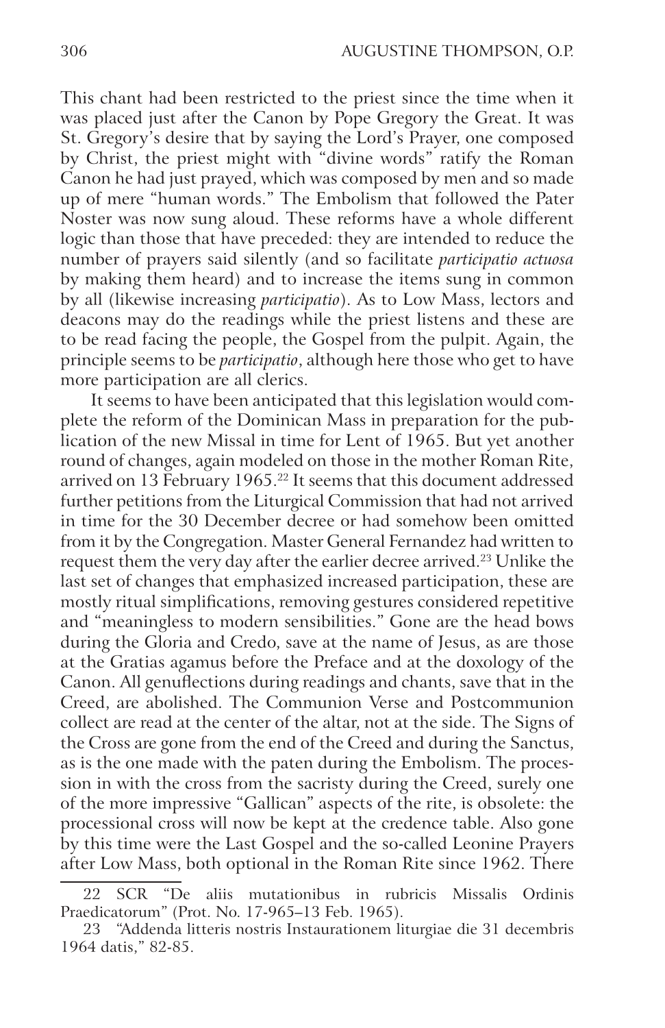This chant had been restricted to the priest since the time when it was placed just after the Canon by Pope Gregory the Great. It was St. Gregory's desire that by saying the Lord's Prayer, one composed by Christ, the priest might with "divine words" ratify the Roman Canon he had just prayed, which was composed by men and so made up of mere "human words." The Embolism that followed the Pater Noster was now sung aloud. These reforms have a whole different logic than those that have preceded: they are intended to reduce the number of prayers said silently (and so facilitate *participatio actuosa* by making them heard) and to increase the items sung in common by all (likewise increasing *participatio*). As to Low Mass, lectors and deacons may do the readings while the priest listens and these are to be read facing the people, the Gospel from the pulpit. Again, the principle seems to be *participatio*, although here those who get to have more participation are all clerics.

It seems to have been anticipated that this legislation would complete the reform of the Dominican Mass in preparation for the publication of the new Missal in time for Lent of 1965. But yet another round of changes, again modeled on those in the mother Roman Rite, arrived on 13 February 1965.[22] It seems that this document addressed further petitions from the Liturgical Commission that had not arrived in time for the 30 December decree or had somehow been omitted from it by the Congregation. Master General Fernandez had written to request them the very day after the earlier decree arrived.[23] Unlike the last set of changes that emphasized increased participation, these are mostly ritual simplifications, removing gestures considered repetitive and "meaningless to modern sensibilities." Gone are the head bows during the Gloria and Credo, save at the name of Jesus, as are those at the Gratias agamus before the Preface and at the doxology of the Canon. All genuflections during readings and chants, save that in the Creed, are abolished. The Communion Verse and Postcommunion collect are read at the center of the altar, not at the side. The Signs of the Cross are gone from the end of the Creed and during the Sanctus, as is the one made with the paten during the Embolism. The procession in with the cross from the sacristy during the Creed, surely one of the more impressive "Gallican" aspects of the rite, is obsolete: the processional cross will now be kept at the credence table. Also gone by this time were the Last Gospel and the so-called Leonine Prayers after Low Mass, both optional in the Roman Rite since 1962. There

---

22 SCR "De aliis mutationibus in rubricis Missalis Ordinis Praedicatorum" (Prot. No. 17-965–13 Feb. 1965).

23 "Addenda litteris nostris Instaurationem liturgiae die 31 decembris 1964 datis," 82-85.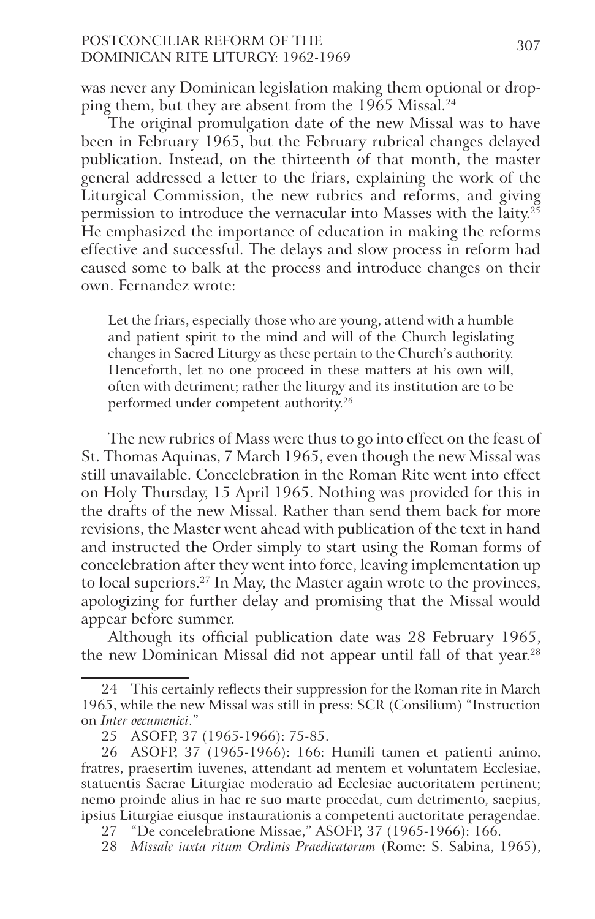was never any Dominican legislation making them optional or dropping them, but they are absent from the 1965 Missal.[24]

The original promulgation date of the new Missal was to have been in February 1965, but the February rubrical changes delayed publication. Instead, on the thirteenth of that month, the master general addressed a letter to the friars, explaining the work of the Liturgical Commission, the new rubrics and reforms, and giving permission to introduce the vernacular into Masses with the laity.[25] He emphasized the importance of education in making the reforms effective and successful. The delays and slow process in reform had caused some to balk at the process and introduce changes on their own. Fernandez wrote:

> Let the friars, especially those who are young, attend with a humble and patient spirit to the mind and will of the Church legislating changes in Sacred Liturgy as these pertain to the Church's authority. Henceforth, let no one proceed in these matters at his own will, often with detriment; rather the liturgy and its institution are to be performed under competent authority.[26]

The new rubrics of Mass were thus to go into effect on the feast of St. Thomas Aquinas, 7 March 1965, even though the new Missal was still unavailable. Concelebration in the Roman Rite went into effect on Holy Thursday, 15 April 1965. Nothing was provided for this in the drafts of the new Missal. Rather than send them back for more revisions, the Master went ahead with publication of the text in hand and instructed the Order simply to start using the Roman forms of concelebration after they went into force, leaving implementation up to local superiors.[27] In May, the Master again wrote to the provinces, apologizing for further delay and promising that the Missal would appear before summer.

Although its official publication date was 28 February 1965, the new Dominican Missal did not appear until fall of that year.[28]

---

24 This certainly reflects their suppression for the Roman rite in March 1965, while the new Missal was still in press: SCR (Consilium) "Instruction on *Inter oecumenici*."

25 ASOFP, 37 (1965-1966): 75-85.

26 ASOFP, 37 (1965-1966): 166: Humili tamen et patienti animo, fratres, praesertim iuvenes, attendant ad mentem et voluntatem Ecclesiae, statuentis Sacrae Liturgiae moderatio ad Ecclesiae auctoritatem pertinent; nemo proinde alius in hac re suo marte procedat, cum detrimento, saepius, ipsius Liturgiae eiusque instaurationis a competenti auctoritate peragendae.

27 "De concelebratione Missae," ASOFP, 37 (1965-1966): 166.

28 *Missale iuxta ritum Ordinis Praedicatorum* (Rome: S. Sabina, 1965),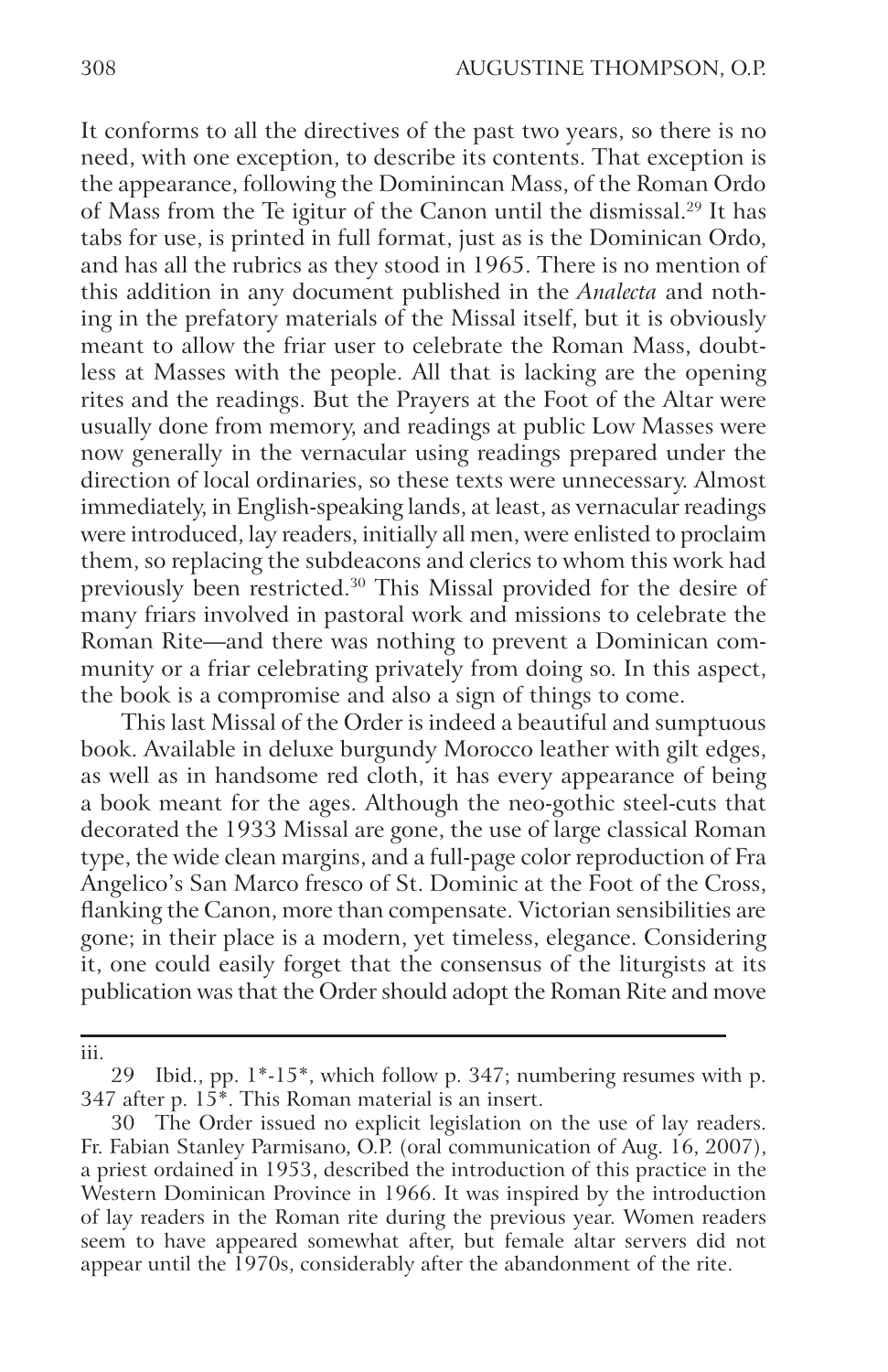It conforms to all the directives of the past two years, so there is no need, with one exception, to describe its contents. That exception is the appearance, following the Dominincan Mass, of the Roman Ordo of Mass from the Te igitur of the Canon until the dismissal.[29] It has tabs for use, is printed in full format, just as is the Dominican Ordo, and has all the rubrics as they stood in 1965. There is no mention of this addition in any document published in the *Analecta* and nothing in the prefatory materials of the Missal itself, but it is obviously meant to allow the friar user to celebrate the Roman Mass, doubtless at Masses with the people. All that is lacking are the opening rites and the readings. But the Prayers at the Foot of the Altar were usually done from memory, and readings at public Low Masses were now generally in the vernacular using readings prepared under the direction of local ordinaries, so these texts were unnecessary. Almost immediately, in English-speaking lands, at least, as vernacular readings were introduced, lay readers, initially all men, were enlisted to proclaim them, so replacing the subdeacons and clerics to whom this work had previously been restricted.[30] This Missal provided for the desire of many friars involved in pastoral work and missions to celebrate the Roman Rite—and there was nothing to prevent a Dominican community or a friar celebrating privately from doing so. In this aspect, the book is a compromise and also a sign of things to come.

This last Missal of the Order is indeed a beautiful and sumptuous book. Available in deluxe burgundy Morocco leather with gilt edges, as well as in handsome red cloth, it has every appearance of being a book meant for the ages. Although the neo-gothic steel-cuts that decorated the 1933 Missal are gone, the use of large classical Roman type, the wide clean margins, and a full-page color reproduction of Fra Angelico's San Marco fresco of St. Dominic at the Foot of the Cross, flanking the Canon, more than compensate. Victorian sensibilities are gone; in their place is a modern, yet timeless, elegance. Considering it, one could easily forget that the consensus of the liturgists at its publication was that the Order should adopt the Roman Rite and move

---

iii.

29 Ibid., pp. 1*-15*, which follow p. 347; numbering resumes with p. 347 after p. 15*. This Roman material is an insert.

30 The Order issued no explicit legislation on the use of lay readers. Fr. Fabian Stanley Parmisano, O.P. (oral communication of Aug. 16, 2007), a priest ordained in 1953, described the introduction of this practice in the Western Dominican Province in 1966. It was inspired by the introduction of lay readers in the Roman rite during the previous year. Women readers seem to have appeared somewhat after, but female altar servers did not appear until the 1970s, considerably after the abandonment of the rite.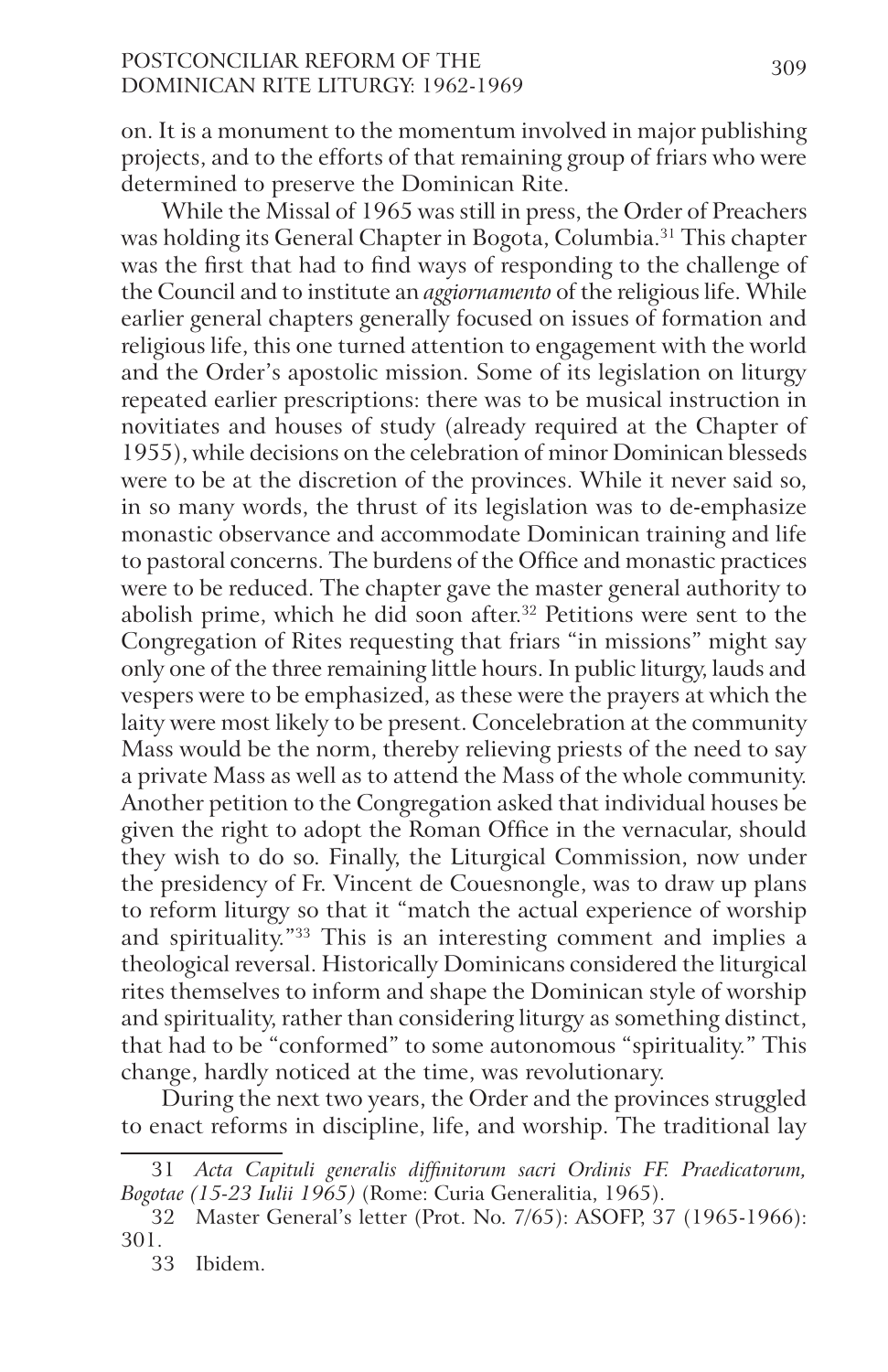on. It is a monument to the momentum involved in major publishing projects, and to the efforts of that remaining group of friars who were determined to preserve the Dominican Rite.

While the Missal of 1965 was still in press, the Order of Preachers was holding its General Chapter in Bogota, Columbia.[31] This chapter was the first that had to find ways of responding to the challenge of the Council and to institute an *aggiornamento* of the religious life. While earlier general chapters generally focused on issues of formation and religious life, this one turned attention to engagement with the world and the Order's apostolic mission. Some of its legislation on liturgy repeated earlier prescriptions: there was to be musical instruction in novitiates and houses of study (already required at the Chapter of 1955), while decisions on the celebration of minor Dominican blesseds were to be at the discretion of the provinces. While it never said so, in so many words, the thrust of its legislation was to de-emphasize monastic observance and accommodate Dominican training and life to pastoral concerns. The burdens of the Office and monastic practices were to be reduced. The chapter gave the master general authority to abolish prime, which he did soon after.[32] Petitions were sent to the Congregation of Rites requesting that friars "in missions" might say only one of the three remaining little hours. In public liturgy, lauds and vespers were to be emphasized, as these were the prayers at which the laity were most likely to be present. Concelebration at the community Mass would be the norm, thereby relieving priests of the need to say a private Mass as well as to attend the Mass of the whole community. Another petition to the Congregation asked that individual houses be given the right to adopt the Roman Office in the vernacular, should they wish to do so. Finally, the Liturgical Commission, now under the presidency of Fr. Vincent de Couesnongle, was to draw up plans to reform liturgy so that it "match the actual experience of worship and spirituality."[33] This is an interesting comment and implies a theological reversal. Historically Dominicans considered the liturgical rites themselves to inform and shape the Dominican style of worship and spirituality, rather than considering liturgy as something distinct, that had to be "conformed" to some autonomous "spirituality." This change, hardly noticed at the time, was revolutionary.

During the next two years, the Order and the provinces struggled to enact reforms in discipline, life, and worship. The traditional lay

---

31 *Acta Capituli generalis diffinitorum sacri Ordinis FF. Praedicatorum, Bogotae (15-23 Iulii 1965)* (Rome: Curia Generalitia, 1965).

32 Master General's letter (Prot. No. 7/65): ASOFP, 37 (1965-1966): 301.

33 Ibidem.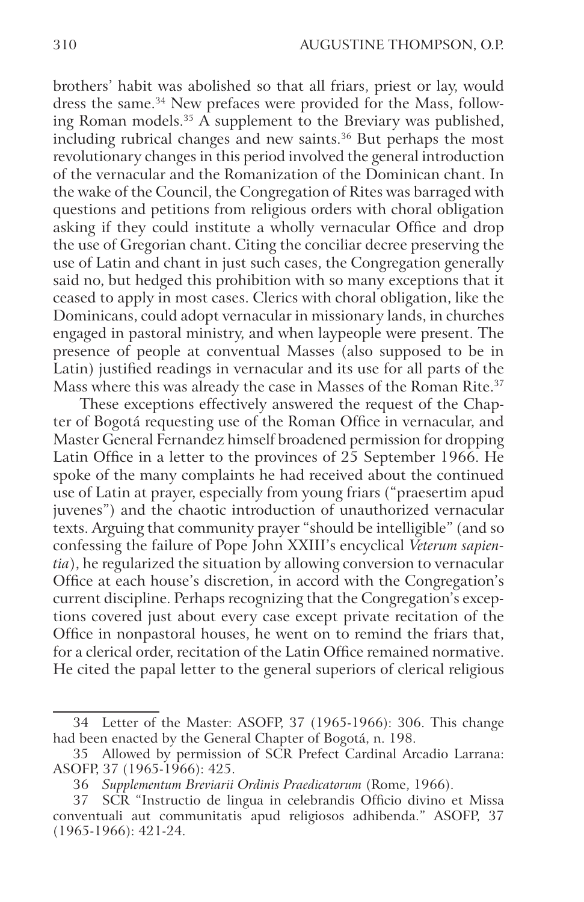brothers' habit was abolished so that all friars, priest or lay, would dress the same.[34] New prefaces were provided for the Mass, following Roman models.[35] A supplement to the Breviary was published, including rubrical changes and new saints.[36] But perhaps the most revolutionary changes in this period involved the general introduction of the vernacular and the Romanization of the Dominican chant. In the wake of the Council, the Congregation of Rites was barraged with questions and petitions from religious orders with choral obligation asking if they could institute a wholly vernacular Office and drop the use of Gregorian chant. Citing the conciliar decree preserving the use of Latin and chant in just such cases, the Congregation generally said no, but hedged this prohibition with so many exceptions that it ceased to apply in most cases. Clerics with choral obligation, like the Dominicans, could adopt vernacular in missionary lands, in churches engaged in pastoral ministry, and when laypeople were present. The presence of people at conventual Masses (also supposed to be in Latin) justified readings in vernacular and its use for all parts of the Mass where this was already the case in Masses of the Roman Rite.[37]

These exceptions effectively answered the request of the Chapter of Bogotá requesting use of the Roman Office in vernacular, and Master General Fernandez himself broadened permission for dropping Latin Office in a letter to the provinces of 25 September 1966. He spoke of the many complaints he had received about the continued use of Latin at prayer, especially from young friars ("praesertim apud juvenes") and the chaotic introduction of unauthorized vernacular texts. Arguing that community prayer "should be intelligible" (and so confessing the failure of Pope John XXIII's encyclical *Veterum sapientia*), he regularized the situation by allowing conversion to vernacular Office at each house's discretion, in accord with the Congregation's current discipline. Perhaps recognizing that the Congregation's exceptions covered just about every case except private recitation of the Office in nonpastoral houses, he went on to remind the friars that, for a clerical order, recitation of the Latin Office remained normative. He cited the papal letter to the general superiors of clerical religious

---

34 Letter of the Master: ASOFP, 37 (1965-1966): 306. This change had been enacted by the General Chapter of Bogotá, n. 198.

35 Allowed by permission of SCR Prefect Cardinal Arcadio Larrana: ASOFP, 37 (1965-1966): 425.

36 *Supplementum Breviarii Ordinis Praedicatorum* (Rome, 1966).

37 SCR "Instructio de lingua in celebrandis Officio divino et Missa conventuali aut communitatis apud religiosos adhibenda." ASOFP, 37 (1965-1966): 421-24.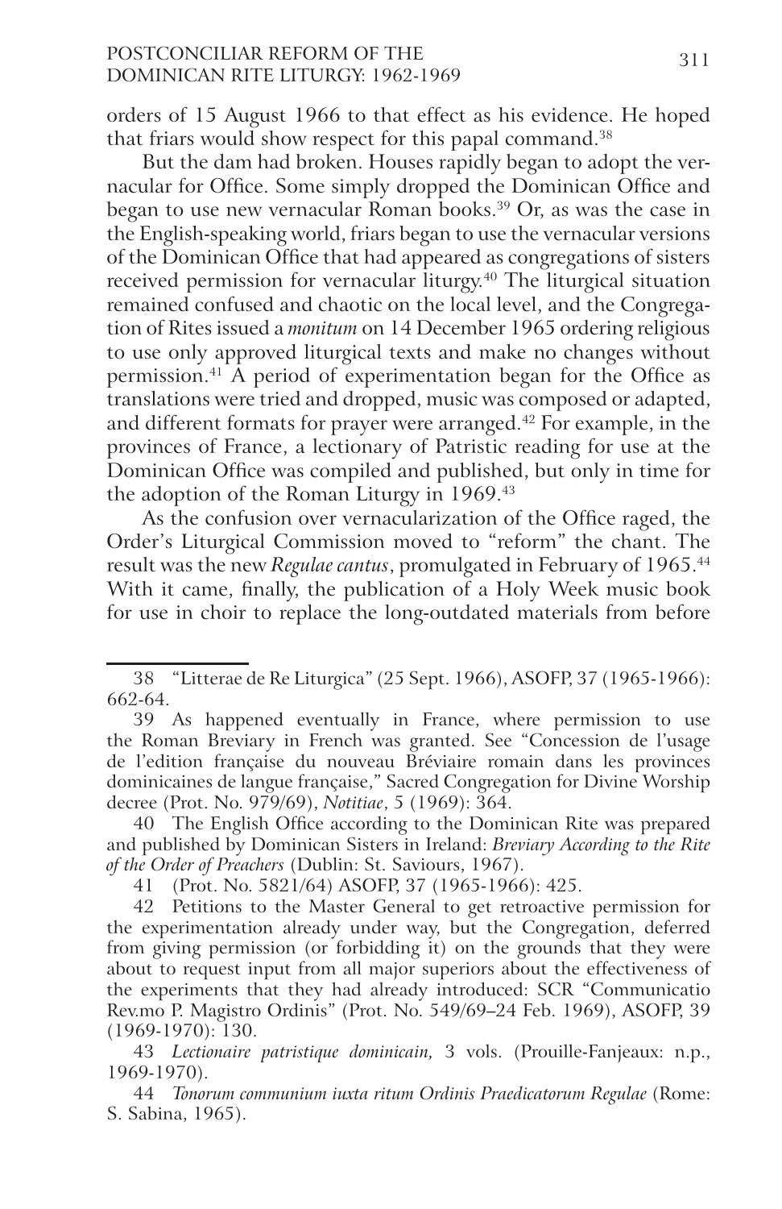orders of 15 August 1966 to that effect as his evidence. He hoped that friars would show respect for this papal command.[38]

But the dam had broken. Houses rapidly began to adopt the vernacular for Office. Some simply dropped the Dominican Office and began to use new vernacular Roman books.[39] Or, as was the case in the English-speaking world, friars began to use the vernacular versions of the Dominican Office that had appeared as congregations of sisters received permission for vernacular liturgy.[40] The liturgical situation remained confused and chaotic on the local level, and the Congregation of Rites issued a *monitum* on 14 December 1965 ordering religious to use only approved liturgical texts and make no changes without permission.[41] A period of experimentation began for the Office as translations were tried and dropped, music was composed or adapted, and different formats for prayer were arranged.[42] For example, in the provinces of France, a lectionary of Patristic reading for use at the Dominican Office was compiled and published, but only in time for the adoption of the Roman Liturgy in 1969.[43]

As the confusion over vernacularization of the Office raged, the Order's Liturgical Commission moved to "reform" the chant. The result was the new *Regulae cantus*, promulgated in February of 1965.[44] With it came, finally, the publication of a Holy Week music book for use in choir to replace the long-outdated materials from before

---

38 "Litterae de Re Liturgica" (25 Sept. 1966), ASOFP, 37 (1965-1966): 662-64.

39 As happened eventually in France, where permission to use the Roman Breviary in French was granted. See "Concession de l'usage de l'edition française du nouveau Bréviaire romain dans les provinces dominicaines de langue française," Sacred Congregation for Divine Worship decree (Prot. No. 979/69), *Notitiae*, 5 (1969): 364.

40 The English Office according to the Dominican Rite was prepared and published by Dominican Sisters in Ireland: *Breviary According to the Rite of the Order of Preachers* (Dublin: St. Saviours, 1967).

41 (Prot. No. 5821/64) ASOFP, 37 (1965-1966): 425.

42 Petitions to the Master General to get retroactive permission for the experimentation already under way, but the Congregation, deferred from giving permission (or forbidding it) on the grounds that they were about to request input from all major superiors about the effectiveness of the experiments that they had already introduced: SCR "Communicatio Rev.mo P. Magistro Ordinis" (Prot. No. 549/69–24 Feb. 1969), ASOFP, 39 (1969-1970): 130.

43 *Lectionaire patristique dominicain,* 3 vols. (Prouille-Fanjeaux: n.p., 1969-1970).

44 *Tonorum communium iuxta ritum Ordinis Praedicatorum Regulae* (Rome: S. Sabina, 1965).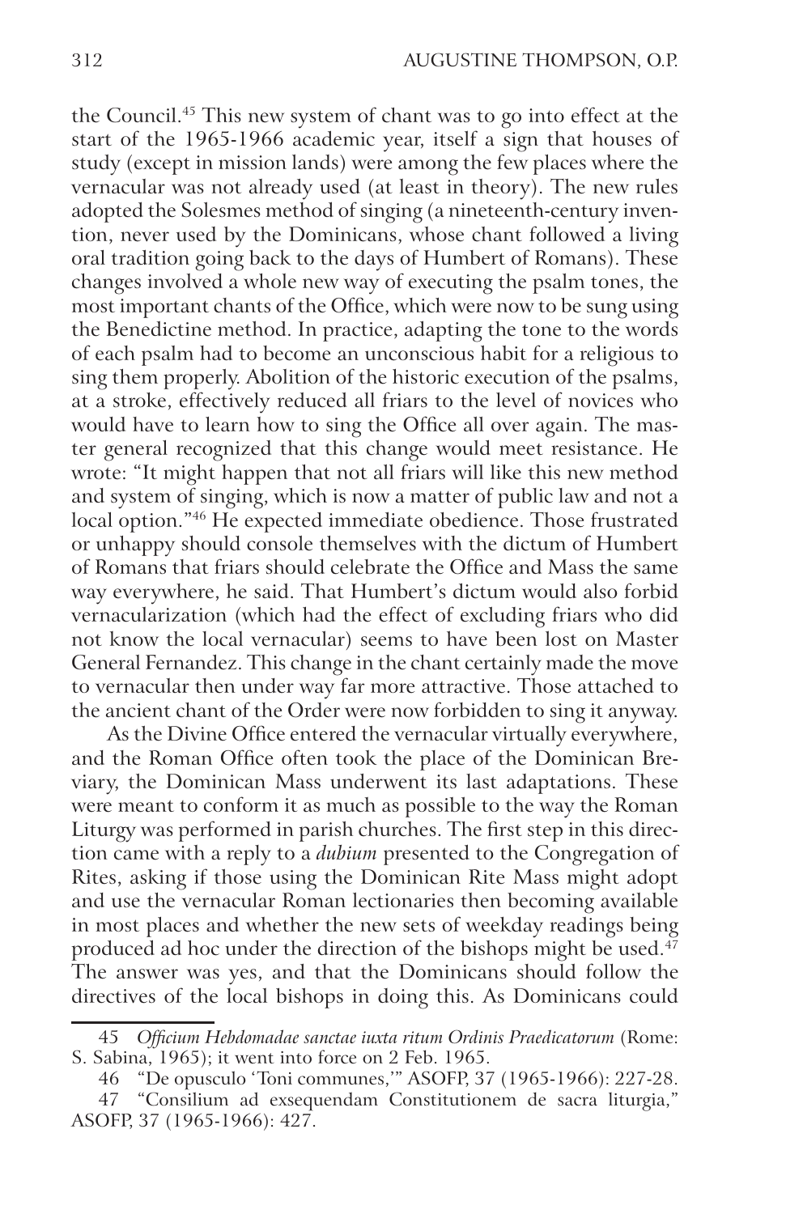the Council.[45] This new system of chant was to go into effect at the start of the 1965-1966 academic year, itself a sign that houses of study (except in mission lands) were among the few places where the vernacular was not already used (at least in theory). The new rules adopted the Solesmes method of singing (a nineteenth-century invention, never used by the Dominicans, whose chant followed a living oral tradition going back to the days of Humbert of Romans). These changes involved a whole new way of executing the psalm tones, the most important chants of the Office, which were now to be sung using the Benedictine method. In practice, adapting the tone to the words of each psalm had to become an unconscious habit for a religious to sing them properly. Abolition of the historic execution of the psalms, at a stroke, effectively reduced all friars to the level of novices who would have to learn how to sing the Office all over again. The master general recognized that this change would meet resistance. He wrote: "It might happen that not all friars will like this new method and system of singing, which is now a matter of public law and not a local option."[46] He expected immediate obedience. Those frustrated or unhappy should console themselves with the dictum of Humbert of Romans that friars should celebrate the Office and Mass the same way everywhere, he said. That Humbert's dictum would also forbid vernacularization (which had the effect of excluding friars who did not know the local vernacular) seems to have been lost on Master General Fernandez. This change in the chant certainly made the move to vernacular then under way far more attractive. Those attached to the ancient chant of the Order were now forbidden to sing it anyway.

As the Divine Office entered the vernacular virtually everywhere, and the Roman Office often took the place of the Dominican Breviary, the Dominican Mass underwent its last adaptations. These were meant to conform it as much as possible to the way the Roman Liturgy was performed in parish churches. The first step in this direction came with a reply to a *dubium* presented to the Congregation of Rites, asking if those using the Dominican Rite Mass might adopt and use the vernacular Roman lectionaries then becoming available in most places and whether the new sets of weekday readings being produced ad hoc under the direction of the bishops might be used.[47] The answer was yes, and that the Dominicans should follow the directives of the local bishops in doing this. As Dominicans could

---

45 *Officium Hebdomadae sanctae iuxta ritum Ordinis Praedicatorum* (Rome: S. Sabina, 1965); it went into force on 2 Feb. 1965.

46 "De opusculo 'Toni communes,'" ASOFP, 37 (1965-1966): 227-28.

47 "Consilium ad exsequendam Constitutionem de sacra liturgia," ASOFP, 37 (1965-1966): 427.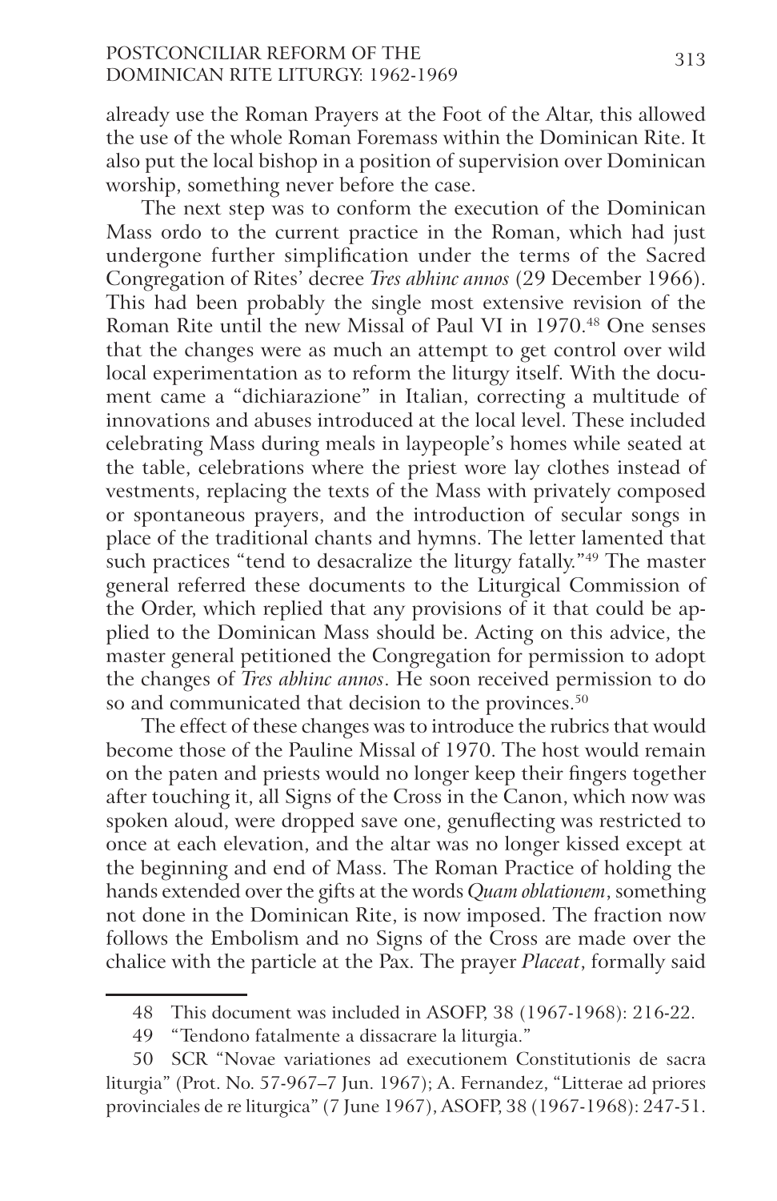already use the Roman Prayers at the Foot of the Altar, this allowed the use of the whole Roman Foremass within the Dominican Rite. It also put the local bishop in a position of supervision over Dominican worship, something never before the case.

The next step was to conform the execution of the Dominican Mass ordo to the current practice in the Roman, which had just undergone further simplification under the terms of the Sacred Congregation of Rites' decree *Tres abhinc annos* (29 December 1966). This had been probably the single most extensive revision of the Roman Rite until the new Missal of Paul VI in 1970.[48] One senses that the changes were as much an attempt to get control over wild local experimentation as to reform the liturgy itself. With the document came a "dichiarazione" in Italian, correcting a multitude of innovations and abuses introduced at the local level. These included celebrating Mass during meals in laypeople's homes while seated at the table, celebrations where the priest wore lay clothes instead of vestments, replacing the texts of the Mass with privately composed or spontaneous prayers, and the introduction of secular songs in place of the traditional chants and hymns. The letter lamented that such practices "tend to desacralize the liturgy fatally."[49] The master general referred these documents to the Liturgical Commission of the Order, which replied that any provisions of it that could be applied to the Dominican Mass should be. Acting on this advice, the master general petitioned the Congregation for permission to adopt the changes of *Tres abhinc annos*. He soon received permission to do so and communicated that decision to the provinces.[50]

The effect of these changes was to introduce the rubrics that would become those of the Pauline Missal of 1970. The host would remain on the paten and priests would no longer keep their fingers together after touching it, all Signs of the Cross in the Canon, which now was spoken aloud, were dropped save one, genuflecting was restricted to once at each elevation, and the altar was no longer kissed except at the beginning and end of Mass. The Roman Practice of holding the hands extended over the gifts at the words *Quam oblationem*, something not done in the Dominican Rite, is now imposed. The fraction now follows the Embolism and no Signs of the Cross are made over the chalice with the particle at the Pax. The prayer *Placeat*, formally said

---

48 This document was included in ASOFP, 38 (1967-1968): 216-22.

49 "Tendono fatalmente a dissacrare la liturgia."

50 SCR "Novae variationes ad executionem Constitutionis de sacra liturgia" (Prot. No. 57-967–7 Jun. 1967); A. Fernandez, "Litterae ad priores provinciales de re liturgica" (7 June 1967), ASOFP, 38 (1967-1968): 247-51.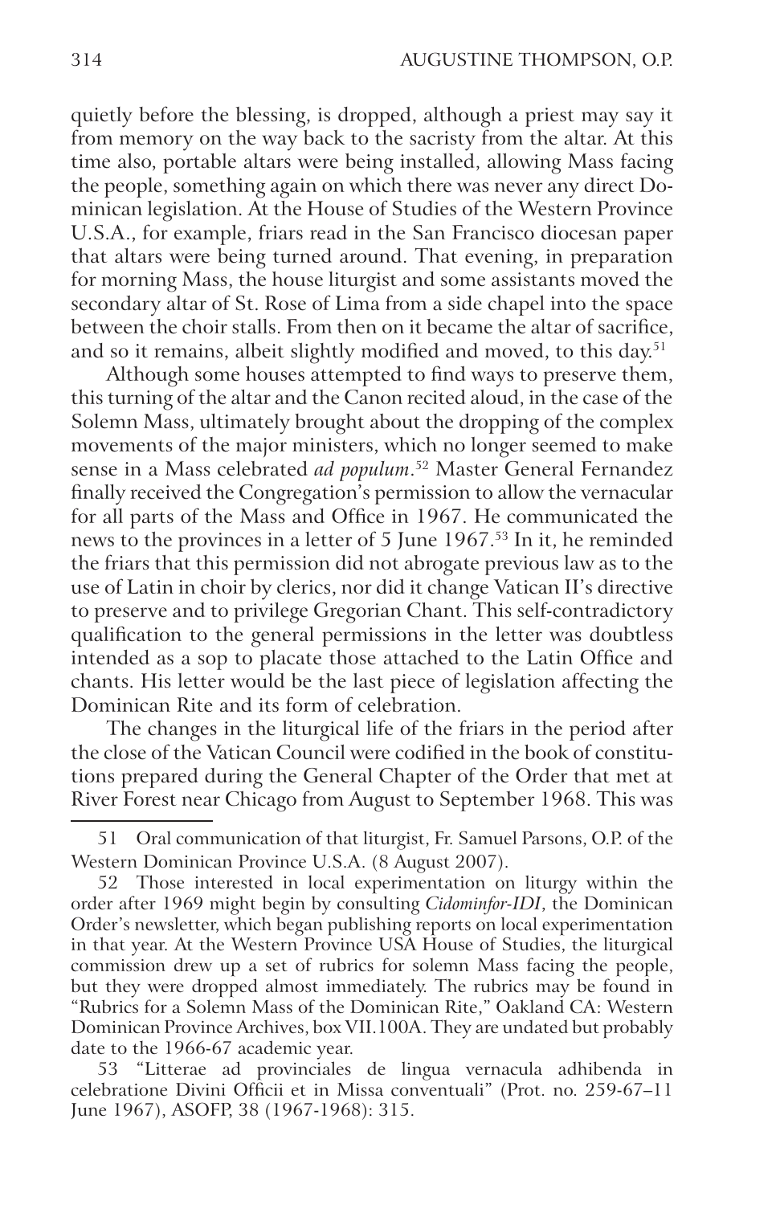quietly before the blessing, is dropped, although a priest may say it from memory on the way back to the sacristy from the altar. At this time also, portable altars were being installed, allowing Mass facing the people, something again on which there was never any direct Dominican legislation. At the House of Studies of the Western Province U.S.A., for example, friars read in the San Francisco diocesan paper that altars were being turned around. That evening, in preparation for morning Mass, the house liturgist and some assistants moved the secondary altar of St. Rose of Lima from a side chapel into the space between the choir stalls. From then on it became the altar of sacrifice, and so it remains, albeit slightly modified and moved, to this day.[51]

Although some houses attempted to find ways to preserve them, this turning of the altar and the Canon recited aloud, in the case of the Solemn Mass, ultimately brought about the dropping of the complex movements of the major ministers, which no longer seemed to make sense in a Mass celebrated *ad populum*.[52] Master General Fernandez finally received the Congregation's permission to allow the vernacular for all parts of the Mass and Office in 1967. He communicated the news to the provinces in a letter of 5 June 1967.[53] In it, he reminded the friars that this permission did not abrogate previous law as to the use of Latin in choir by clerics, nor did it change Vatican II's directive to preserve and to privilege Gregorian Chant. This self-contradictory qualification to the general permissions in the letter was doubtless intended as a sop to placate those attached to the Latin Office and chants. His letter would be the last piece of legislation affecting the Dominican Rite and its form of celebration.

The changes in the liturgical life of the friars in the period after the close of the Vatican Council were codified in the book of constitutions prepared during the General Chapter of the Order that met at River Forest near Chicago from August to September 1968. This was

---

51 Oral communication of that liturgist, Fr. Samuel Parsons, O.P. of the Western Dominican Province U.S.A. (8 August 2007).

52 Those interested in local experimentation on liturgy within the order after 1969 might begin by consulting *Cidominfor-IDI*, the Dominican Order's newsletter, which began publishing reports on local experimentation in that year. At the Western Province USA House of Studies, the liturgical commission drew up a set of rubrics for solemn Mass facing the people, but they were dropped almost immediately. The rubrics may be found in "Rubrics for a Solemn Mass of the Dominican Rite," Oakland CA: Western Dominican Province Archives, box VII.100A. They are undated but probably date to the 1966-67 academic year.

53 "Litterae ad provinciales de lingua vernacula adhibenda in celebratione Divini Officii et in Missa conventuali" (Prot. no. 259-67–11 June 1967), ASOFP, 38 (1967-1968): 315.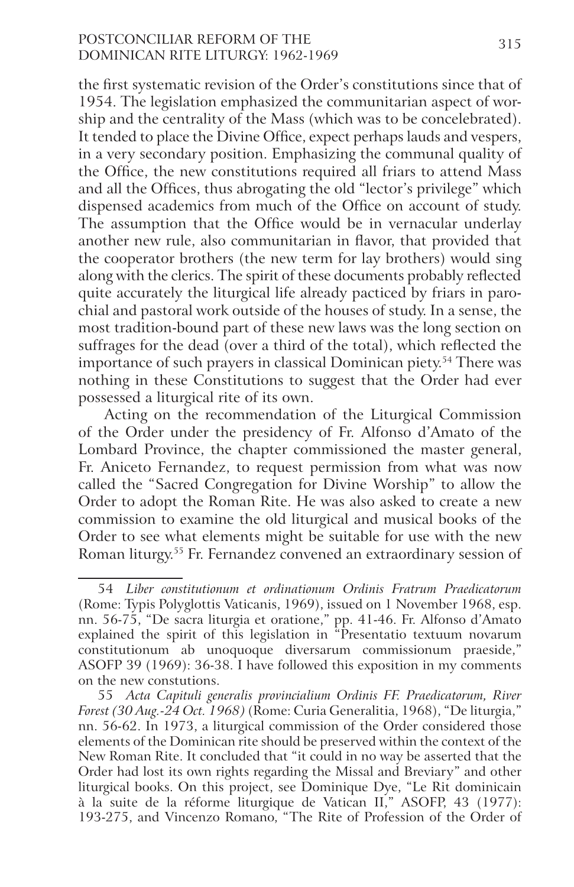the first systematic revision of the Order's constitutions since that of 1954. The legislation emphasized the communitarian aspect of worship and the centrality of the Mass (which was to be concelebrated). It tended to place the Divine Office, expect perhaps lauds and vespers, in a very secondary position. Emphasizing the communal quality of the Office, the new constitutions required all friars to attend Mass and all the Offices, thus abrogating the old "lector's privilege" which dispensed academics from much of the Office on account of study. The assumption that the Office would be in vernacular underlay another new rule, also communitarian in flavor, that provided that the cooperator brothers (the new term for lay brothers) would sing along with the clerics. The spirit of these documents probably reflected quite accurately the liturgical life already pacticed by friars in parochial and pastoral work outside of the houses of study. In a sense, the most tradition-bound part of these new laws was the long section on suffrages for the dead (over a third of the total), which reflected the importance of such prayers in classical Dominican piety.[54] There was nothing in these Constitutions to suggest that the Order had ever possessed a liturgical rite of its own.

Acting on the recommendation of the Liturgical Commission of the Order under the presidency of Fr. Alfonso d'Amato of the Lombard Province, the chapter commissioned the master general, Fr. Aniceto Fernandez, to request permission from what was now called the "Sacred Congregation for Divine Worship" to allow the Order to adopt the Roman Rite. He was also asked to create a new commission to examine the old liturgical and musical books of the Order to see what elements might be suitable for use with the new Roman liturgy.[55] Fr. Fernandez convened an extraordinary session of

54 *Liber constitutionum et ordinationum Ordinis Fratrum Praedicatorum* (Rome: Typis Polyglottis Vaticanis, 1969), issued on 1 November 1968, esp. nn. 56-75, "De sacra liturgia et oratione," pp. 41-46. Fr. Alfonso d'Amato explained the spirit of this legislation in "Presentatio textuum novarum constitutionum ab unoquoque diversarum commissionum praeside," ASOFP 39 (1969): 36-38. I have followed this exposition in my comments on the new constutions.

55 *Acta Capituli generalis provincialium Ordinis FF. Praedicatorum, River Forest (30 Aug.-24 Oct. 1968)* (Rome: Curia Generalitia, 1968), "De liturgia," nn. 56-62. In 1973, a liturgical commission of the Order considered those elements of the Dominican rite should be preserved within the context of the New Roman Rite. It concluded that "it could in no way be asserted that the Order had lost its own rights regarding the Missal and Breviary" and other liturgical books. On this project, see Dominique Dye, "Le Rit dominicain à la suite de la réforme liturgique de Vatican II," ASOFP, 43 (1977): 193-275, and Vincenzo Romano, "The Rite of Profession of the Order of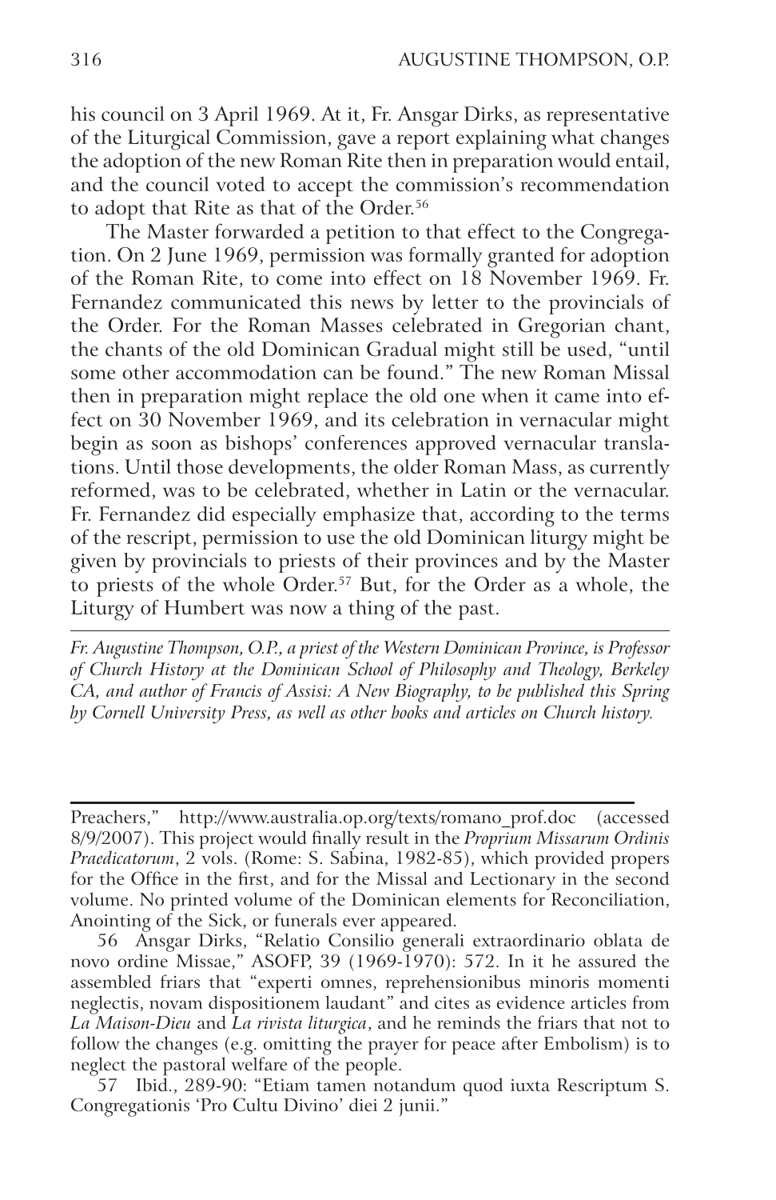his council on 3 April 1969. At it, Fr. Ansgar Dirks, as representative of the Liturgical Commission, gave a report explaining what changes the adoption of the new Roman Rite then in preparation would entail, and the council voted to accept the commission's recommendation to adopt that Rite as that of the Order.[56]

The Master forwarded a petition to that effect to the Congregation. On 2 June 1969, permission was formally granted for adoption of the Roman Rite, to come into effect on 18 November 1969. Fr. Fernandez communicated this news by letter to the provincials of the Order. For the Roman Masses celebrated in Gregorian chant, the chants of the old Dominican Gradual might still be used, "until some other accommodation can be found." The new Roman Missal then in preparation might replace the old one when it came into effect on 30 November 1969, and its celebration in vernacular might begin as soon as bishops' conferences approved vernacular translations. Until those developments, the older Roman Mass, as currently reformed, was to be celebrated, whether in Latin or the vernacular. Fr. Fernandez did especially emphasize that, according to the terms of the rescript, permission to use the old Dominican liturgy might be given by provincials to priests of their provinces and by the Master to priests of the whole Order.[57] But, for the Order as a whole, the Liturgy of Humbert was now a thing of the past.

---

*Fr. Augustine Thompson, O.P., a priest of the Western Dominican Province, is Professor of Church History at the Dominican School of Philosophy and Theology, Berkeley CA, and author of Francis of Assisi: A New Biography, to be published this Spring by Cornell University Press, as well as other books and articles on Church history.*

---

Preachers," http://www.australia.op.org/texts/romano_prof.doc (accessed 8/9/2007). This project would finally result in the *Proprium Missarum Ordinis Praedicatorum*, 2 vols. (Rome: S. Sabina, 1982-85), which provided propers for the Office in the first, and for the Missal and Lectionary in the second volume. No printed volume of the Dominican elements for Reconciliation, Anointing of the Sick, or funerals ever appeared.

56 Ansgar Dirks, "Relatio Consilio generali extraordinario oblata de novo ordine Missae," ASOFP, 39 (1969-1970): 572. In it he assured the assembled friars that "experti omnes, reprehensionibus minoris momenti neglectis, novam dispositionem laudant" and cites as evidence articles from *La Maison-Dieu* and *La rivista liturgica*, and he reminds the friars that not to follow the changes (e.g. omitting the prayer for peace after Embolism) is to neglect the pastoral welfare of the people.

57 Ibid., 289-90: "Etiam tamen notandum quod iuxta Rescriptum S. Congregationis 'Pro Cultu Divino' diei 2 junii."